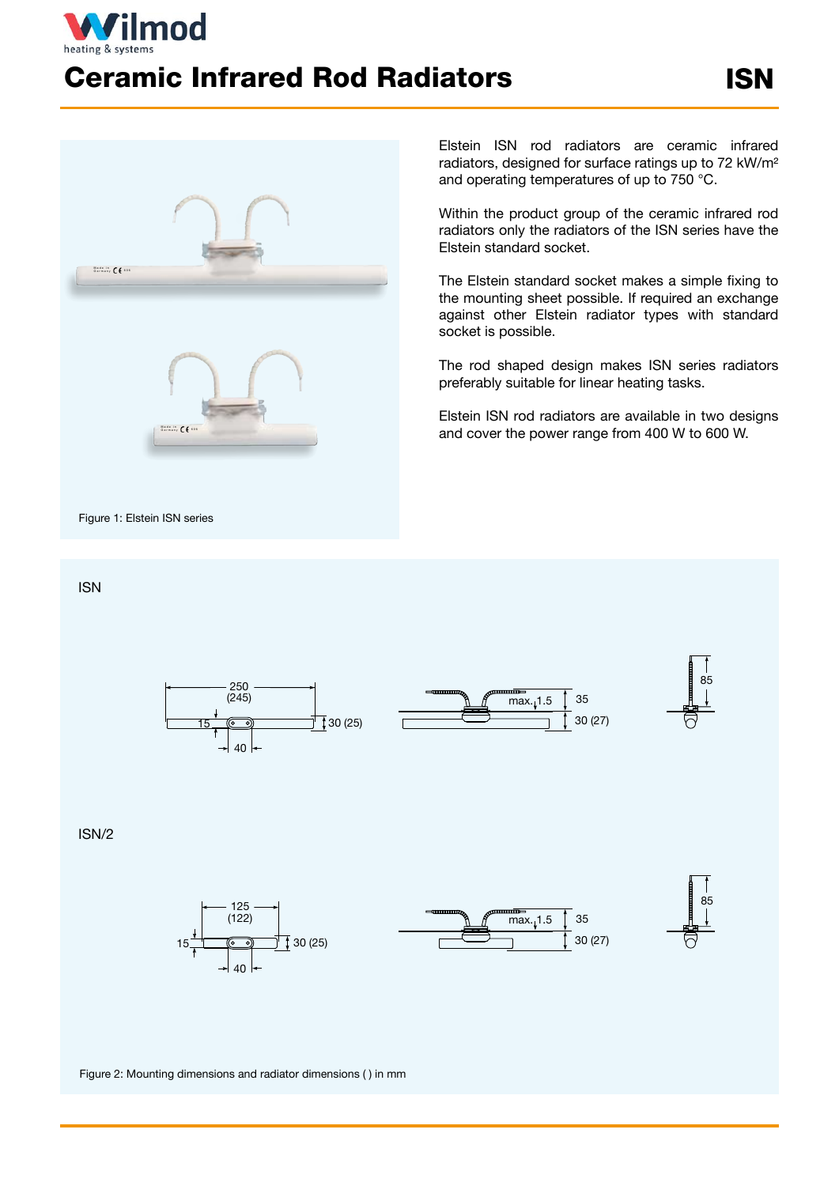# Ceramic Infrared Rod Radiators

## ISN

Figure 1: Elstein ISN series

Elstein ISN rod radiators are ceramic infrared radiators, designed for surface ratings up to 72 kW/m² and operating temperatures of up to 750 °C.

Within the product group of the ceramic infrared rod radiators only the radiators of the ISN series have the Elstein standard socket.

The Elstein standard socket makes a simple fixing to the mounting sheet possible. If required an exchange against other Elstein radiator types with standard socket is possible.

The rod shaped design makes ISN series radiators preferably suitable for linear heating tasks.

Elstein ISN rod radiators are available in two designs and cover the power range from 400 W to 600 W.

ISN

ISN/2

Figure 2: Mounting dimensions and radiator dimensions ( ) in mm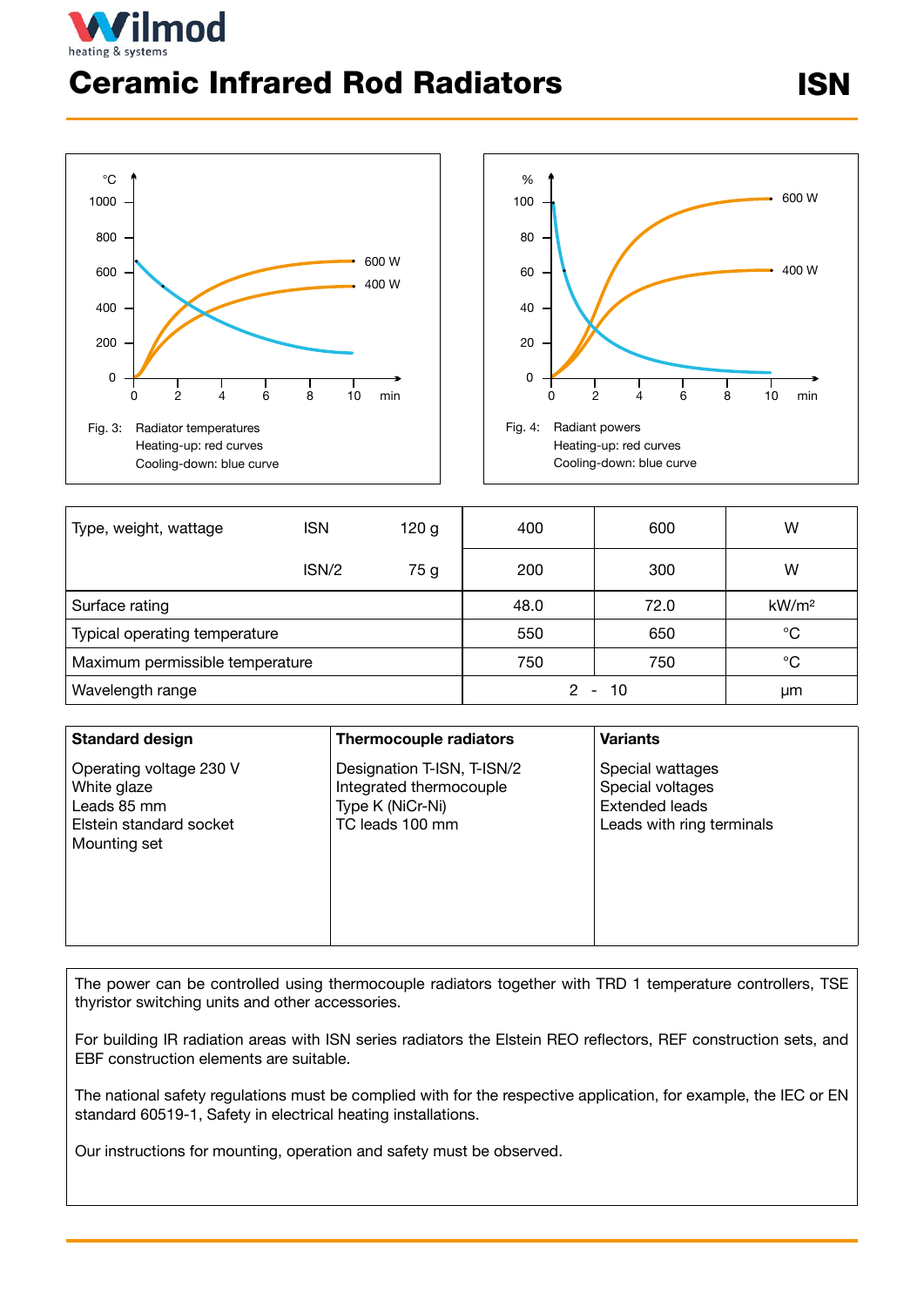# Ceramic Infrared Rod Radiators

**ISN**

°C
1000
800
600
400
200
0
0 2 4 6 8 10 min
600 W
400 W

Fig. 3: Radiator temperatures
Heating-up: red curves
Cooling-down: blue curve

%
100
80
60
40
20
0
0 2 4 6 8 10 min
600 W
400 W

Fig. 4: Radiant powers
Heating-up: red curves
Cooling-down: blue curve

| | | | | | |
|---|---|---|---|---|---|
| Type, weight, wattage | ISN | 120 g | 400 | 600 | W |
| | ISN/2 | 75 g | 200 | 300 | W |
| Surface rating | | | 48.0 | 72.0 | kW/m² |
| Typical operating temperature | | | 550 | 650 | °C |
| Maximum permissible temperature | | | 750 | 750 | °C |
| Wavelength range | | | 2 - 10 | | µm |

| Standard design | Thermocouple radiators | Variants |
|---|---|---|
| Operating voltage 230 V<br>White glaze<br>Leads 85 mm<br>Elstein standard socket<br>Mounting set | Designation T-ISN, T-ISN/2<br>Integrated thermocouple<br>Type K (NiCr-Ni)<br>TC leads 100 mm | Special wattages<br>Special voltages<br>Extended leads<br>Leads with ring terminals |

The power can be controlled using thermocouple radiators together with TRD 1 temperature controllers, TSE thyristor switching units and other accessories.

For building IR radiation areas with ISN series radiators the Elstein REO reflectors, REF construction sets, and EBF construction elements are suitable.

The national safety regulations must be complied with for the respective application, for example, the IEC or EN standard 60519-1, Safety in electrical heating installations.

Our instructions for mounting, operation and safety must be observed.